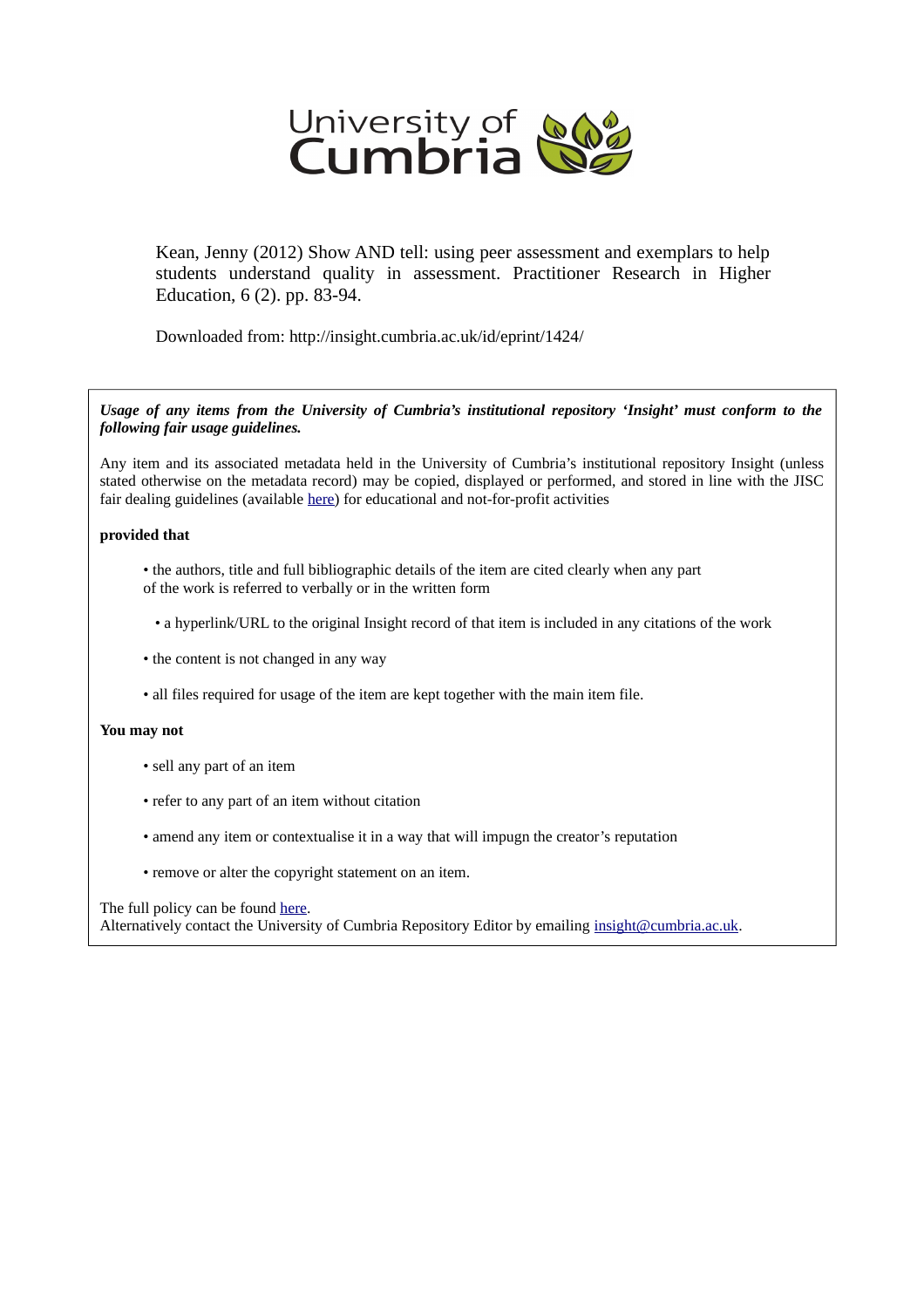University of Cumbria

Kean, Jenny (2012) Show AND tell: using peer assessment and exemplars to help students understand quality in assessment. Practitioner Research in Higher Education, 6 (2). pp. 83-94.

Downloaded from: http://insight.cumbria.ac.uk/id/eprint/1424/

***Usage of any items from the University of Cumbria's institutional repository 'Insight' must conform to the following fair usage guidelines.***

Any item and its associated metadata held in the University of Cumbria's institutional repository Insight (unless stated otherwise on the metadata record) may be copied, displayed or performed, and stored in line with the JISC fair dealing guidelines (available here) for educational and not-for-profit activities

**provided that**

- the authors, title and full bibliographic details of the item are cited clearly when any part of the work is referred to verbally or in the written form
- a hyperlink/URL to the original Insight record of that item is included in any citations of the work
- the content is not changed in any way
- all files required for usage of the item are kept together with the main item file.

**You may not**

- sell any part of an item
- refer to any part of an item without citation
- amend any item or contextualise it in a way that will impugn the creator's reputation
- remove or alter the copyright statement on an item.

The full policy can be found here.
Alternatively contact the University of Cumbria Repository Editor by emailing insight@cumbria.ac.uk.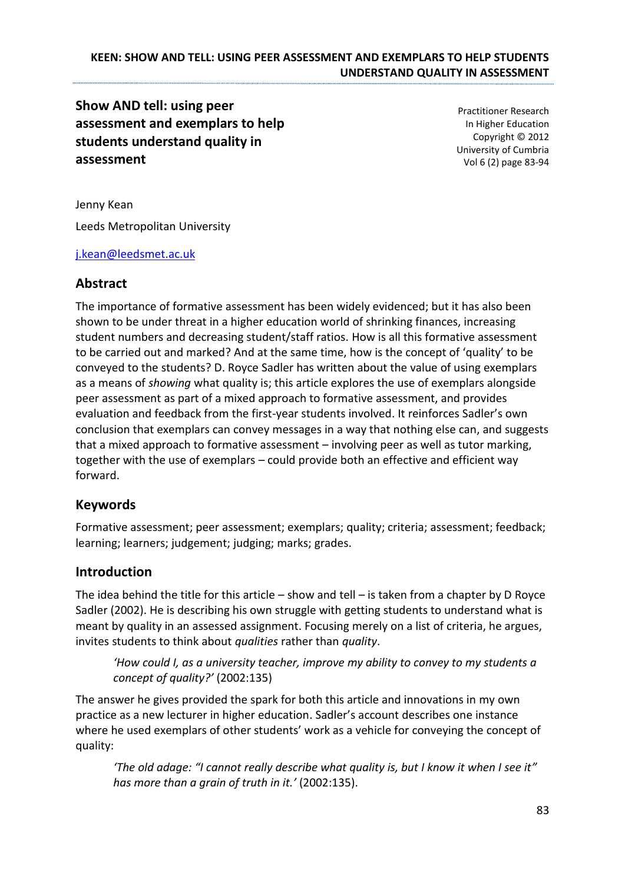# Show AND tell: using peer assessment and exemplars to help students understand quality in assessment

Practitioner Research In Higher Education
Copyright © 2012
University of Cumbria
Vol 6 (2) page 83-94

Jenny Kean

Leeds Metropolitan University

j.kean@leedsmet.ac.uk

## Abstract

The importance of formative assessment has been widely evidenced; but it has also been shown to be under threat in a higher education world of shrinking finances, increasing student numbers and decreasing student/staff ratios. How is all this formative assessment to be carried out and marked? And at the same time, how is the concept of 'quality' to be conveyed to the students? D. Royce Sadler has written about the value of using exemplars as a means of *showing* what quality is; this article explores the use of exemplars alongside peer assessment as part of a mixed approach to formative assessment, and provides evaluation and feedback from the first-year students involved. It reinforces Sadler's own conclusion that exemplars can convey messages in a way that nothing else can, and suggests that a mixed approach to formative assessment – involving peer as well as tutor marking, together with the use of exemplars – could provide both an effective and efficient way forward.

## Keywords

Formative assessment; peer assessment; exemplars; quality; criteria; assessment; feedback; learning; learners; judgement; judging; marks; grades.

## Introduction

The idea behind the title for this article – show and tell – is taken from a chapter by D Royce Sadler (2002). He is describing his own struggle with getting students to understand what is meant by quality in an assessed assignment. Focusing merely on a list of criteria, he argues, invites students to think about *qualities* rather than *quality*.

> *'How could I, as a university teacher, improve my ability to convey to my students a concept of quality?'* (2002:135)

The answer he gives provided the spark for both this article and innovations in my own practice as a new lecturer in higher education. Sadler's account describes one instance where he used exemplars of other students' work as a vehicle for conveying the concept of quality:

> *'The old adage: "I cannot really describe what quality is, but I know it when I see it" has more than a grain of truth in it.'* (2002:135).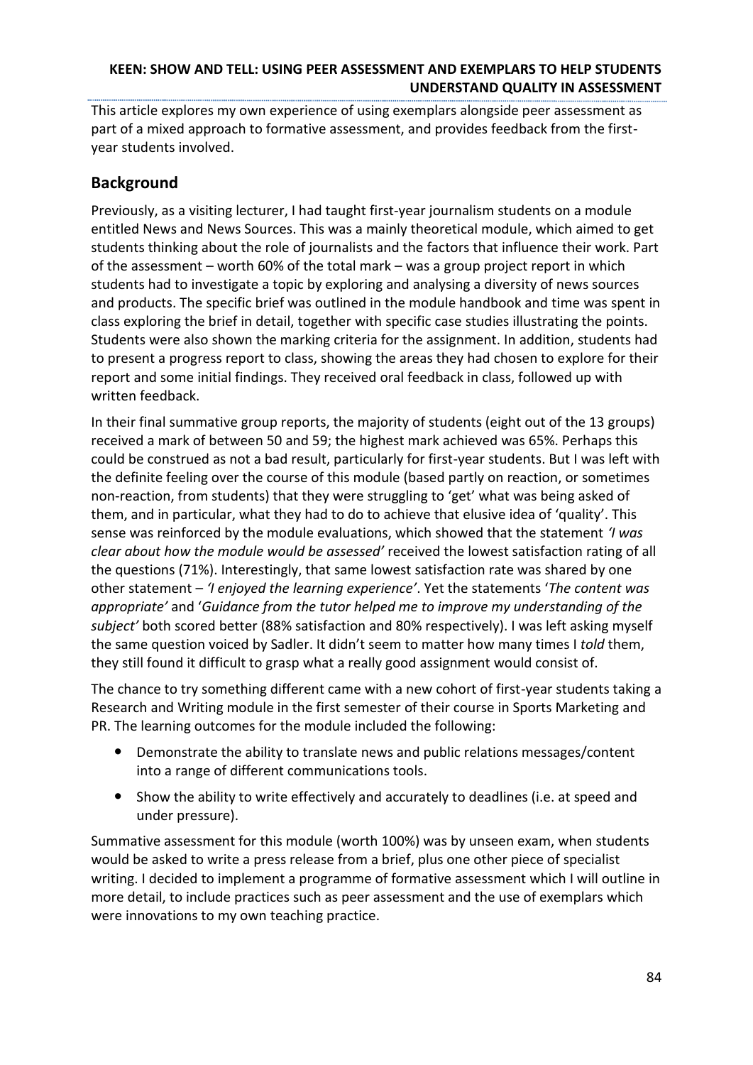This article explores my own experience of using exemplars alongside peer assessment as part of a mixed approach to formative assessment, and provides feedback from the first-year students involved.

## Background

Previously, as a visiting lecturer, I had taught first-year journalism students on a module entitled News and News Sources. This was a mainly theoretical module, which aimed to get students thinking about the role of journalists and the factors that influence their work. Part of the assessment – worth 60% of the total mark – was a group project report in which students had to investigate a topic by exploring and analysing a diversity of news sources and products. The specific brief was outlined in the module handbook and time was spent in class exploring the brief in detail, together with specific case studies illustrating the points. Students were also shown the marking criteria for the assignment. In addition, students had to present a progress report to class, showing the areas they had chosen to explore for their report and some initial findings. They received oral feedback in class, followed up with written feedback.

In their final summative group reports, the majority of students (eight out of the 13 groups) received a mark of between 50 and 59; the highest mark achieved was 65%. Perhaps this could be construed as not a bad result, particularly for first-year students. But I was left with the definite feeling over the course of this module (based partly on reaction, or sometimes non-reaction, from students) that they were struggling to 'get' what was being asked of them, and in particular, what they had to do to achieve that elusive idea of 'quality'. This sense was reinforced by the module evaluations, which showed that the statement *'I was clear about how the module would be assessed'* received the lowest satisfaction rating of all the questions (71%). Interestingly, that same lowest satisfaction rate was shared by one other statement – *'I enjoyed the learning experience'*. Yet the statements '*The content was appropriate'* and '*Guidance from the tutor helped me to improve my understanding of the subject'* both scored better (88% satisfaction and 80% respectively). I was left asking myself the same question voiced by Sadler. It didn't seem to matter how many times I *told* them, they still found it difficult to grasp what a really good assignment would consist of.

The chance to try something different came with a new cohort of first-year students taking a Research and Writing module in the first semester of their course in Sports Marketing and PR. The learning outcomes for the module included the following:

- Demonstrate the ability to translate news and public relations messages/content into a range of different communications tools.
- Show the ability to write effectively and accurately to deadlines (i.e. at speed and under pressure).

Summative assessment for this module (worth 100%) was by unseen exam, when students would be asked to write a press release from a brief, plus one other piece of specialist writing. I decided to implement a programme of formative assessment which I will outline in more detail, to include practices such as peer assessment and the use of exemplars which were innovations to my own teaching practice.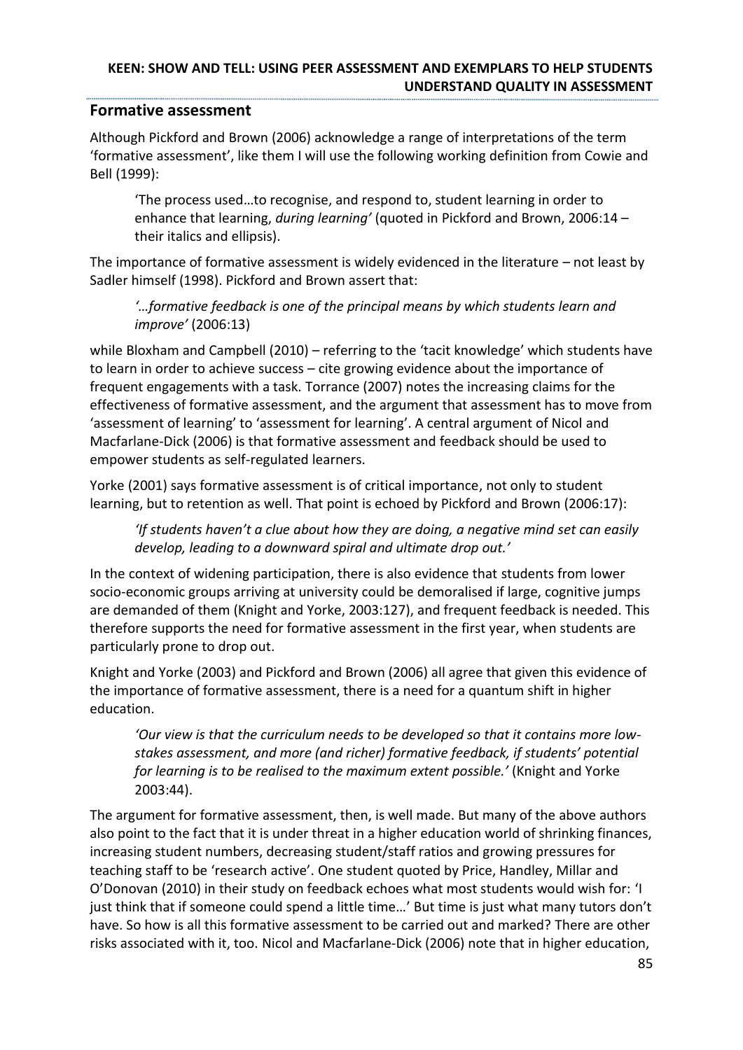## Formative assessment

Although Pickford and Brown (2006) acknowledge a range of interpretations of the term 'formative assessment', like them I will use the following working definition from Cowie and Bell (1999):

> 'The process used…to recognise, and respond to, student learning in order to enhance that learning, *during learning'* (quoted in Pickford and Brown, 2006:14 – their italics and ellipsis).

The importance of formative assessment is widely evidenced in the literature – not least by Sadler himself (1998). Pickford and Brown assert that:

> *'…formative feedback is one of the principal means by which students learn and improve'* (2006:13)

while Bloxham and Campbell (2010) – referring to the 'tacit knowledge' which students have to learn in order to achieve success – cite growing evidence about the importance of frequent engagements with a task. Torrance (2007) notes the increasing claims for the effectiveness of formative assessment, and the argument that assessment has to move from 'assessment of learning' to 'assessment for learning'. A central argument of Nicol and Macfarlane-Dick (2006) is that formative assessment and feedback should be used to empower students as self-regulated learners.

Yorke (2001) says formative assessment is of critical importance, not only to student learning, but to retention as well. That point is echoed by Pickford and Brown (2006:17):

> *'If students haven't a clue about how they are doing, a negative mind set can easily develop, leading to a downward spiral and ultimate drop out.'*

In the context of widening participation, there is also evidence that students from lower socio-economic groups arriving at university could be demoralised if large, cognitive jumps are demanded of them (Knight and Yorke, 2003:127), and frequent feedback is needed. This therefore supports the need for formative assessment in the first year, when students are particularly prone to drop out.

Knight and Yorke (2003) and Pickford and Brown (2006) all agree that given this evidence of the importance of formative assessment, there is a need for a quantum shift in higher education.

> *'Our view is that the curriculum needs to be developed so that it contains more low-stakes assessment, and more (and richer) formative feedback, if students' potential for learning is to be realised to the maximum extent possible.'* (Knight and Yorke 2003:44).

The argument for formative assessment, then, is well made. But many of the above authors also point to the fact that it is under threat in a higher education world of shrinking finances, increasing student numbers, decreasing student/staff ratios and growing pressures for teaching staff to be 'research active'. One student quoted by Price, Handley, Millar and O'Donovan (2010) in their study on feedback echoes what most students would wish for: 'I just think that if someone could spend a little time…' But time is just what many tutors don't have. So how is all this formative assessment to be carried out and marked? There are other risks associated with it, too. Nicol and Macfarlane-Dick (2006) note that in higher education,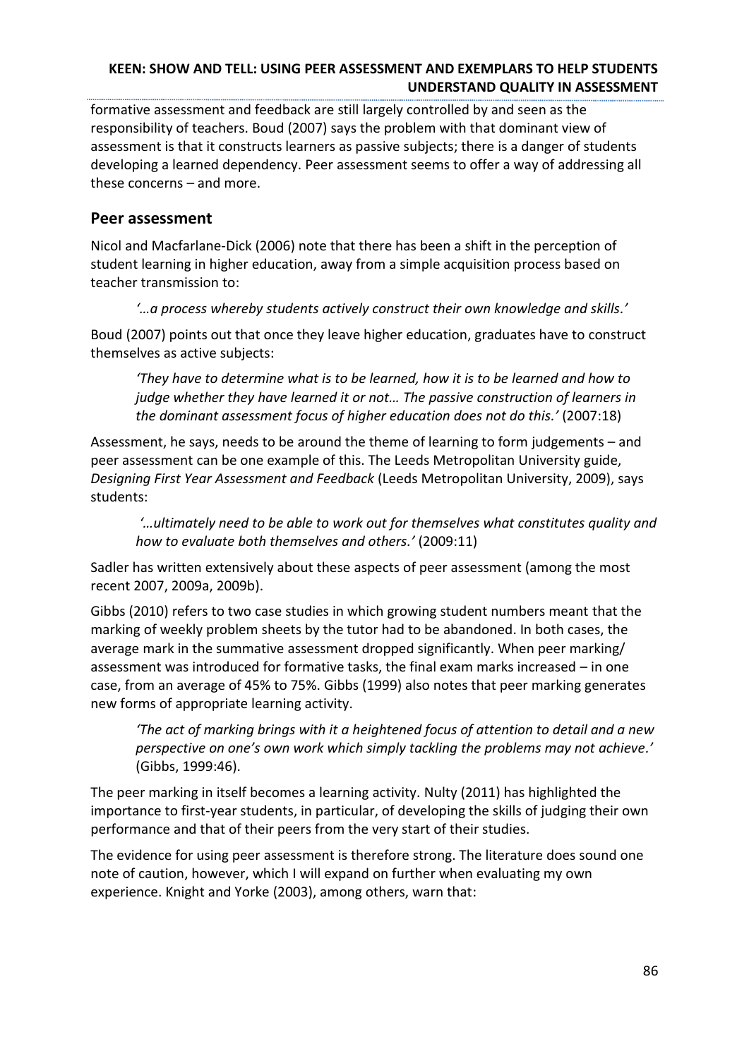formative assessment and feedback are still largely controlled by and seen as the responsibility of teachers. Boud (2007) says the problem with that dominant view of assessment is that it constructs learners as passive subjects; there is a danger of students developing a learned dependency. Peer assessment seems to offer a way of addressing all these concerns – and more.

## Peer assessment

Nicol and Macfarlane-Dick (2006) note that there has been a shift in the perception of student learning in higher education, away from a simple acquisition process based on teacher transmission to:

> *'…a process whereby students actively construct their own knowledge and skills.'*

Boud (2007) points out that once they leave higher education, graduates have to construct themselves as active subjects:

> *'They have to determine what is to be learned, how it is to be learned and how to judge whether they have learned it or not… The passive construction of learners in the dominant assessment focus of higher education does not do this.'* (2007:18)

Assessment, he says, needs to be around the theme of learning to form judgements – and peer assessment can be one example of this. The Leeds Metropolitan University guide, *Designing First Year Assessment and Feedback* (Leeds Metropolitan University, 2009), says students:

> *'…ultimately need to be able to work out for themselves what constitutes quality and how to evaluate both themselves and others.'* (2009:11)

Sadler has written extensively about these aspects of peer assessment (among the most recent 2007, 2009a, 2009b).

Gibbs (2010) refers to two case studies in which growing student numbers meant that the marking of weekly problem sheets by the tutor had to be abandoned. In both cases, the average mark in the summative assessment dropped significantly. When peer marking/ assessment was introduced for formative tasks, the final exam marks increased – in one case, from an average of 45% to 75%. Gibbs (1999) also notes that peer marking generates new forms of appropriate learning activity.

> *'The act of marking brings with it a heightened focus of attention to detail and a new perspective on one's own work which simply tackling the problems may not achieve.'* (Gibbs, 1999:46).

The peer marking in itself becomes a learning activity. Nulty (2011) has highlighted the importance to first-year students, in particular, of developing the skills of judging their own performance and that of their peers from the very start of their studies.

The evidence for using peer assessment is therefore strong. The literature does sound one note of caution, however, which I will expand on further when evaluating my own experience. Knight and Yorke (2003), among others, warn that: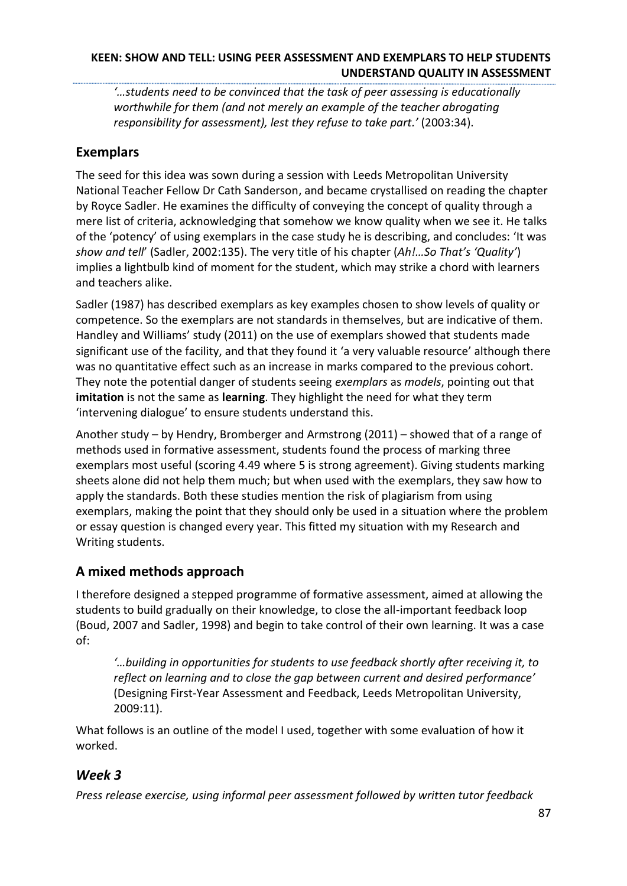> *'…students need to be convinced that the task of peer assessing is educationally worthwhile for them (and not merely an example of the teacher abrogating responsibility for assessment), lest they refuse to take part.'* (2003:34).

## Exemplars

The seed for this idea was sown during a session with Leeds Metropolitan University National Teacher Fellow Dr Cath Sanderson, and became crystallised on reading the chapter by Royce Sadler. He examines the difficulty of conveying the concept of quality through a mere list of criteria, acknowledging that somehow we know quality when we see it. He talks of the 'potency' of using exemplars in the case study he is describing, and concludes: 'It was *show and tell*' (Sadler, 2002:135). The very title of his chapter (*Ah!…So That's 'Quality'*) implies a lightbulb kind of moment for the student, which may strike a chord with learners and teachers alike.

Sadler (1987) has described exemplars as key examples chosen to show levels of quality or competence. So the exemplars are not standards in themselves, but are indicative of them. Handley and Williams' study (2011) on the use of exemplars showed that students made significant use of the facility, and that they found it 'a very valuable resource' although there was no quantitative effect such as an increase in marks compared to the previous cohort. They note the potential danger of students seeing *exemplars* as *models*, pointing out that **imitation** is not the same as **learning**. They highlight the need for what they term 'intervening dialogue' to ensure students understand this.

Another study – by Hendry, Bromberger and Armstrong (2011) – showed that of a range of methods used in formative assessment, students found the process of marking three exemplars most useful (scoring 4.49 where 5 is strong agreement). Giving students marking sheets alone did not help them much; but when used with the exemplars, they saw how to apply the standards. Both these studies mention the risk of plagiarism from using exemplars, making the point that they should only be used in a situation where the problem or essay question is changed every year. This fitted my situation with my Research and Writing students.

## A mixed methods approach

I therefore designed a stepped programme of formative assessment, aimed at allowing the students to build gradually on their knowledge, to close the all-important feedback loop (Boud, 2007 and Sadler, 1998) and begin to take control of their own learning. It was a case of:

> *'…building in opportunities for students to use feedback shortly after receiving it, to reflect on learning and to close the gap between current and desired performance'* (Designing First-Year Assessment and Feedback, Leeds Metropolitan University, 2009:11).

What follows is an outline of the model I used, together with some evaluation of how it worked.

## *Week 3*

*Press release exercise, using informal peer assessment followed by written tutor feedback*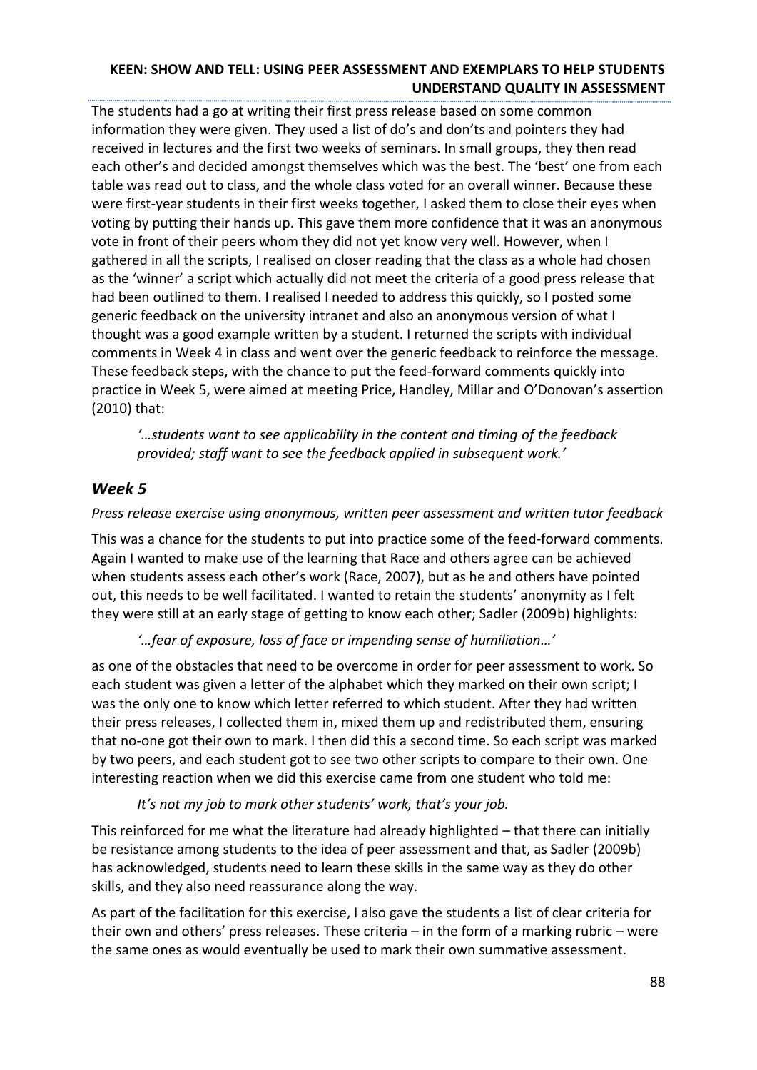The students had a go at writing their first press release based on some common information they were given. They used a list of do's and don'ts and pointers they had received in lectures and the first two weeks of seminars. In small groups, they then read each other's and decided amongst themselves which was the best. The 'best' one from each table was read out to class, and the whole class voted for an overall winner. Because these were first-year students in their first weeks together, I asked them to close their eyes when voting by putting their hands up. This gave them more confidence that it was an anonymous vote in front of their peers whom they did not yet know very well. However, when I gathered in all the scripts, I realised on closer reading that the class as a whole had chosen as the 'winner' a script which actually did not meet the criteria of a good press release that had been outlined to them. I realised I needed to address this quickly, so I posted some generic feedback on the university intranet and also an anonymous version of what I thought was a good example written by a student. I returned the scripts with individual comments in Week 4 in class and went over the generic feedback to reinforce the message. These feedback steps, with the chance to put the feed-forward comments quickly into practice in Week 5, were aimed at meeting Price, Handley, Millar and O'Donovan's assertion (2010) that:

> *'…students want to see applicability in the content and timing of the feedback provided; staff want to see the feedback applied in subsequent work.'*

## *Week 5*

*Press release exercise using anonymous, written peer assessment and written tutor feedback*

This was a chance for the students to put into practice some of the feed-forward comments. Again I wanted to make use of the learning that Race and others agree can be achieved when students assess each other's work (Race, 2007), but as he and others have pointed out, this needs to be well facilitated. I wanted to retain the students' anonymity as I felt they were still at an early stage of getting to know each other; Sadler (2009b) highlights:

> *'…fear of exposure, loss of face or impending sense of humiliation…'*

as one of the obstacles that need to be overcome in order for peer assessment to work. So each student was given a letter of the alphabet which they marked on their own script; I was the only one to know which letter referred to which student. After they had written their press releases, I collected them in, mixed them up and redistributed them, ensuring that no-one got their own to mark. I then did this a second time. So each script was marked by two peers, and each student got to see two other scripts to compare to their own. One interesting reaction when we did this exercise came from one student who told me:

> *It's not my job to mark other students' work, that's your job.*

This reinforced for me what the literature had already highlighted – that there can initially be resistance among students to the idea of peer assessment and that, as Sadler (2009b) has acknowledged, students need to learn these skills in the same way as they do other skills, and they also need reassurance along the way.

As part of the facilitation for this exercise, I also gave the students a list of clear criteria for their own and others' press releases. These criteria – in the form of a marking rubric – were the same ones as would eventually be used to mark their own summative assessment.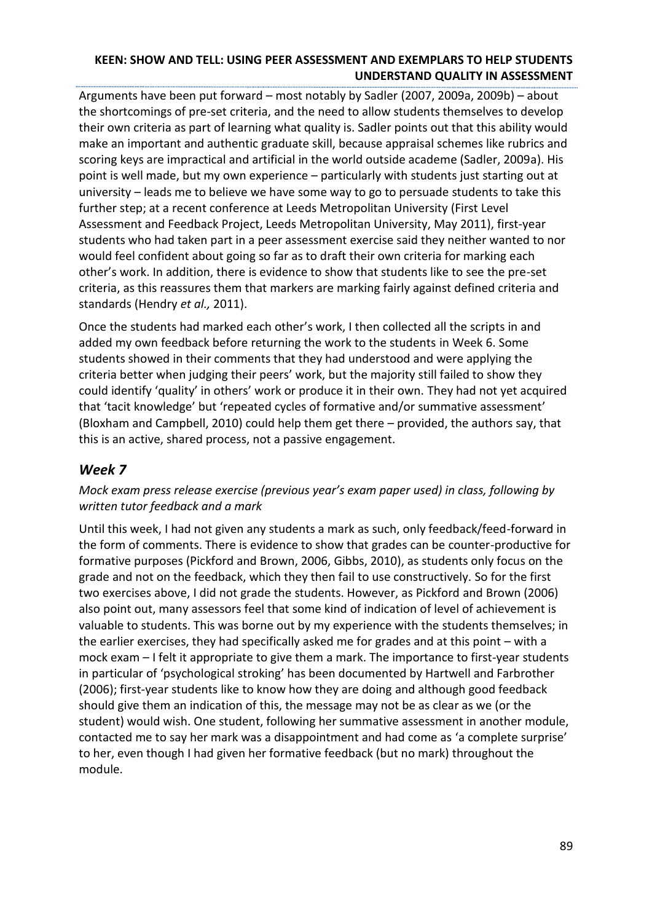Arguments have been put forward – most notably by Sadler (2007, 2009a, 2009b) – about the shortcomings of pre-set criteria, and the need to allow students themselves to develop their own criteria as part of learning what quality is. Sadler points out that this ability would make an important and authentic graduate skill, because appraisal schemes like rubrics and scoring keys are impractical and artificial in the world outside academe (Sadler, 2009a). His point is well made, but my own experience – particularly with students just starting out at university – leads me to believe we have some way to go to persuade students to take this further step; at a recent conference at Leeds Metropolitan University (First Level Assessment and Feedback Project, Leeds Metropolitan University, May 2011), first-year students who had taken part in a peer assessment exercise said they neither wanted to nor would feel confident about going so far as to draft their own criteria for marking each other's work. In addition, there is evidence to show that students like to see the pre-set criteria, as this reassures them that markers are marking fairly against defined criteria and standards (Hendry *et al.,* 2011).

Once the students had marked each other's work, I then collected all the scripts in and added my own feedback before returning the work to the students in Week 6. Some students showed in their comments that they had understood and were applying the criteria better when judging their peers' work, but the majority still failed to show they could identify 'quality' in others' work or produce it in their own. They had not yet acquired that 'tacit knowledge' but 'repeated cycles of formative and/or summative assessment' (Bloxham and Campbell, 2010) could help them get there – provided, the authors say, that this is an active, shared process, not a passive engagement.

## *Week 7*

*Mock exam press release exercise (previous year's exam paper used) in class, following by written tutor feedback and a mark*

Until this week, I had not given any students a mark as such, only feedback/feed-forward in the form of comments. There is evidence to show that grades can be counter-productive for formative purposes (Pickford and Brown, 2006, Gibbs, 2010), as students only focus on the grade and not on the feedback, which they then fail to use constructively. So for the first two exercises above, I did not grade the students. However, as Pickford and Brown (2006) also point out, many assessors feel that some kind of indication of level of achievement is valuable to students. This was borne out by my experience with the students themselves; in the earlier exercises, they had specifically asked me for grades and at this point – with a mock exam – I felt it appropriate to give them a mark. The importance to first-year students in particular of 'psychological stroking' has been documented by Hartwell and Farbrother (2006); first-year students like to know how they are doing and although good feedback should give them an indication of this, the message may not be as clear as we (or the student) would wish. One student, following her summative assessment in another module, contacted me to say her mark was a disappointment and had come as 'a complete surprise' to her, even though I had given her formative feedback (but no mark) throughout the module.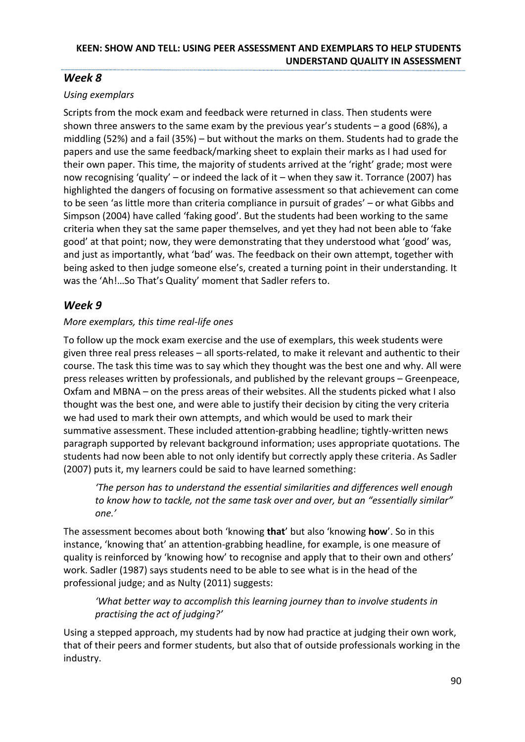## *Week 8*

*Using exemplars*

Scripts from the mock exam and feedback were returned in class. Then students were shown three answers to the same exam by the previous year's students – a good (68%), a middling (52%) and a fail (35%) – but without the marks on them. Students had to grade the papers and use the same feedback/marking sheet to explain their marks as I had used for their own paper. This time, the majority of students arrived at the 'right' grade; most were now recognising 'quality' – or indeed the lack of it – when they saw it. Torrance (2007) has highlighted the dangers of focusing on formative assessment so that achievement can come to be seen 'as little more than criteria compliance in pursuit of grades' – or what Gibbs and Simpson (2004) have called 'faking good'. But the students had been working to the same criteria when they sat the same paper themselves, and yet they had not been able to 'fake good' at that point; now, they were demonstrating that they understood what 'good' was, and just as importantly, what 'bad' was. The feedback on their own attempt, together with being asked to then judge someone else's, created a turning point in their understanding. It was the 'Ah!…So That's Quality' moment that Sadler refers to.

## *Week 9*

*More exemplars, this time real-life ones*

To follow up the mock exam exercise and the use of exemplars, this week students were given three real press releases – all sports-related, to make it relevant and authentic to their course. The task this time was to say which they thought was the best one and why. All were press releases written by professionals, and published by the relevant groups – Greenpeace, Oxfam and MBNA – on the press areas of their websites. All the students picked what I also thought was the best one, and were able to justify their decision by citing the very criteria we had used to mark their own attempts, and which would be used to mark their summative assessment. These included attention-grabbing headline; tightly-written news paragraph supported by relevant background information; uses appropriate quotations. The students had now been able to not only identify but correctly apply these criteria. As Sadler (2007) puts it, my learners could be said to have learned something:

> *'The person has to understand the essential similarities and differences well enough to know how to tackle, not the same task over and over, but an "essentially similar" one.'*

The assessment becomes about both 'knowing **that**' but also 'knowing **how**'. So in this instance, 'knowing that' an attention-grabbing headline, for example, is one measure of quality is reinforced by 'knowing how' to recognise and apply that to their own and others' work. Sadler (1987) says students need to be able to see what is in the head of the professional judge; and as Nulty (2011) suggests:

> *'What better way to accomplish this learning journey than to involve students in practising the act of judging?'*

Using a stepped approach, my students had by now had practice at judging their own work, that of their peers and former students, but also that of outside professionals working in the industry.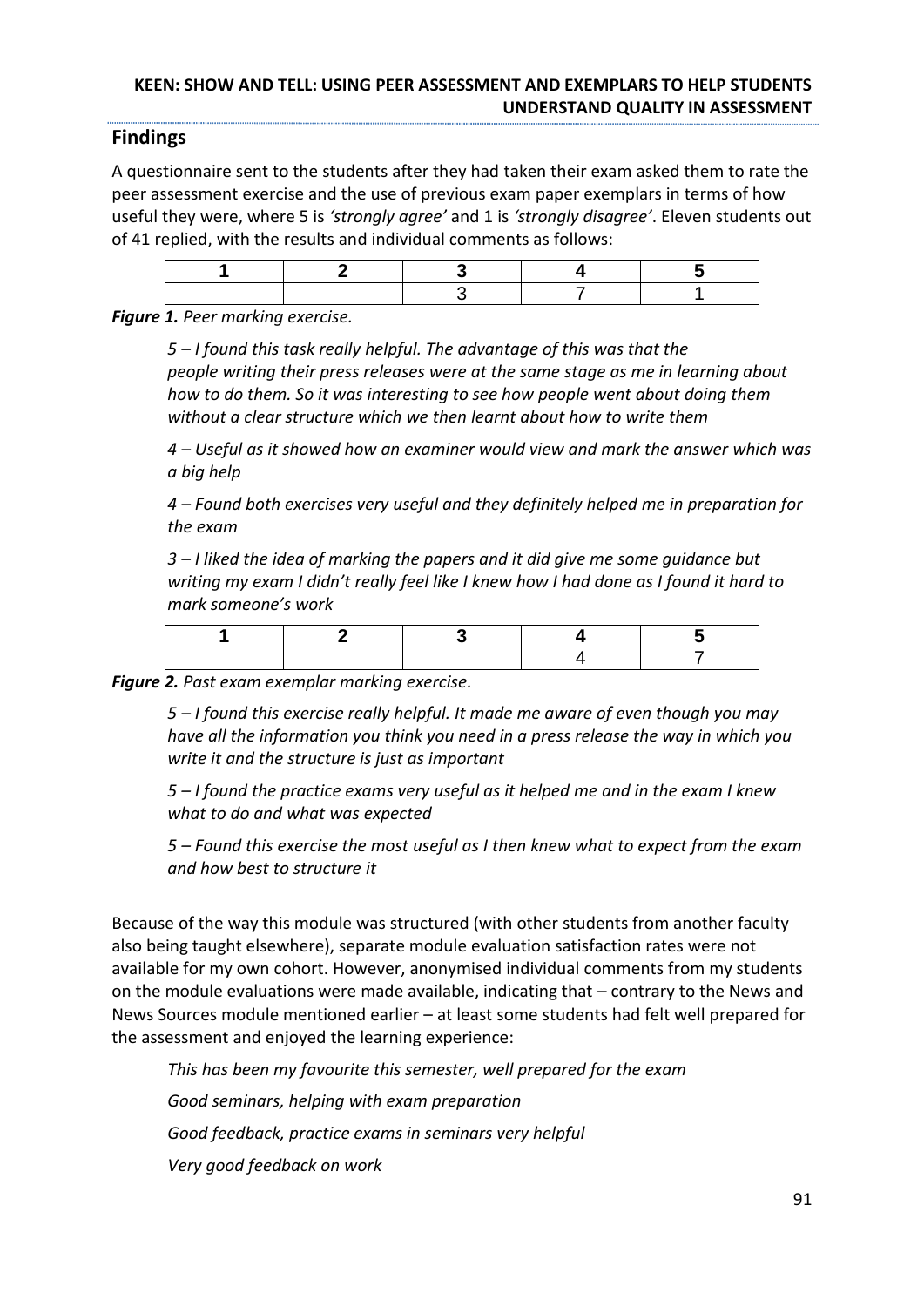## Findings

A questionnaire sent to the students after they had taken their exam asked them to rate the peer assessment exercise and the use of previous exam paper exemplars in terms of how useful they were, where 5 is *'strongly agree'* and 1 is *'strongly disagree'*. Eleven students out of 41 replied, with the results and individual comments as follows:

| 1 | 2 | 3 | 4 | 5 |
|---|---|---|---|---|
| | | 3 | 7 | 1 |

***Figure 1.*** *Peer marking exercise.*

> *5 – I found this task really helpful. The advantage of this was that the people writing their press releases were at the same stage as me in learning about how to do them. So it was interesting to see how people went about doing them without a clear structure which we then learnt about how to write them*
>
> *4 – Useful as it showed how an examiner would view and mark the answer which was a big help*
>
> *4 – Found both exercises very useful and they definitely helped me in preparation for the exam*
>
> *3 – I liked the idea of marking the papers and it did give me some guidance but writing my exam I didn't really feel like I knew how I had done as I found it hard to mark someone's work*

| 1 | 2 | 3 | 4 | 5 |
|---|---|---|---|---|
| | | | 4 | 7 |

***Figure 2.*** *Past exam exemplar marking exercise.*

> *5 – I found this exercise really helpful. It made me aware of even though you may have all the information you think you need in a press release the way in which you write it and the structure is just as important*
>
> *5 – I found the practice exams very useful as it helped me and in the exam I knew what to do and what was expected*
>
> *5 – Found this exercise the most useful as I then knew what to expect from the exam and how best to structure it*

Because of the way this module was structured (with other students from another faculty also being taught elsewhere), separate module evaluation satisfaction rates were not available for my own cohort. However, anonymised individual comments from my students on the module evaluations were made available, indicating that – contrary to the News and News Sources module mentioned earlier – at least some students had felt well prepared for the assessment and enjoyed the learning experience:

> *This has been my favourite this semester, well prepared for the exam*
>
> *Good seminars, helping with exam preparation*
>
> *Good feedback, practice exams in seminars very helpful*
>
> *Very good feedback on work*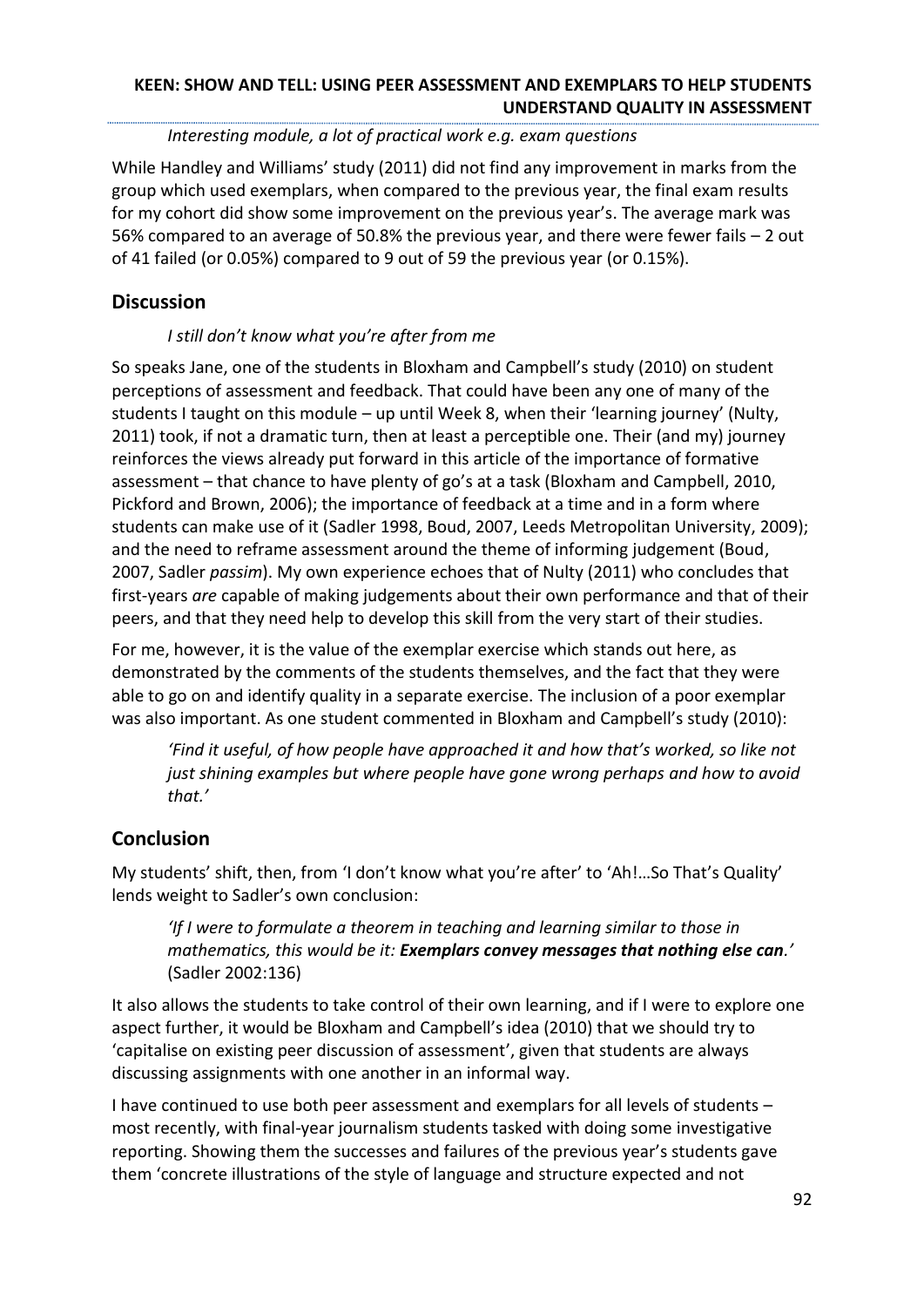*Interesting module, a lot of practical work e.g. exam questions*

While Handley and Williams' study (2011) did not find any improvement in marks from the group which used exemplars, when compared to the previous year, the final exam results for my cohort did show some improvement on the previous year's. The average mark was 56% compared to an average of 50.8% the previous year, and there were fewer fails – 2 out of 41 failed (or 0.05%) compared to 9 out of 59 the previous year (or 0.15%).

## Discussion

*I still don't know what you're after from me*

So speaks Jane, one of the students in Bloxham and Campbell's study (2010) on student perceptions of assessment and feedback. That could have been any one of many of the students I taught on this module – up until Week 8, when their 'learning journey' (Nulty, 2011) took, if not a dramatic turn, then at least a perceptible one. Their (and my) journey reinforces the views already put forward in this article of the importance of formative assessment – that chance to have plenty of go's at a task (Bloxham and Campbell, 2010, Pickford and Brown, 2006); the importance of feedback at a time and in a form where students can make use of it (Sadler 1998, Boud, 2007, Leeds Metropolitan University, 2009); and the need to reframe assessment around the theme of informing judgement (Boud, 2007, Sadler *passim*). My own experience echoes that of Nulty (2011) who concludes that first-years *are* capable of making judgements about their own performance and that of their peers, and that they need help to develop this skill from the very start of their studies.

For me, however, it is the value of the exemplar exercise which stands out here, as demonstrated by the comments of the students themselves, and the fact that they were able to go on and identify quality in a separate exercise. The inclusion of a poor exemplar was also important. As one student commented in Bloxham and Campbell's study (2010):

> *'Find it useful, of how people have approached it and how that's worked, so like not just shining examples but where people have gone wrong perhaps and how to avoid that.'*

## Conclusion

My students' shift, then, from 'I don't know what you're after' to 'Ah!…So That's Quality' lends weight to Sadler's own conclusion:

> *'If I were to formulate a theorem in teaching and learning similar to those in mathematics, this would be it:* ***Exemplars convey messages that nothing else can****.'* (Sadler 2002:136)

It also allows the students to take control of their own learning, and if I were to explore one aspect further, it would be Bloxham and Campbell's idea (2010) that we should try to 'capitalise on existing peer discussion of assessment', given that students are always discussing assignments with one another in an informal way.

I have continued to use both peer assessment and exemplars for all levels of students – most recently, with final-year journalism students tasked with doing some investigative reporting. Showing them the successes and failures of the previous year's students gave them 'concrete illustrations of the style of language and structure expected and not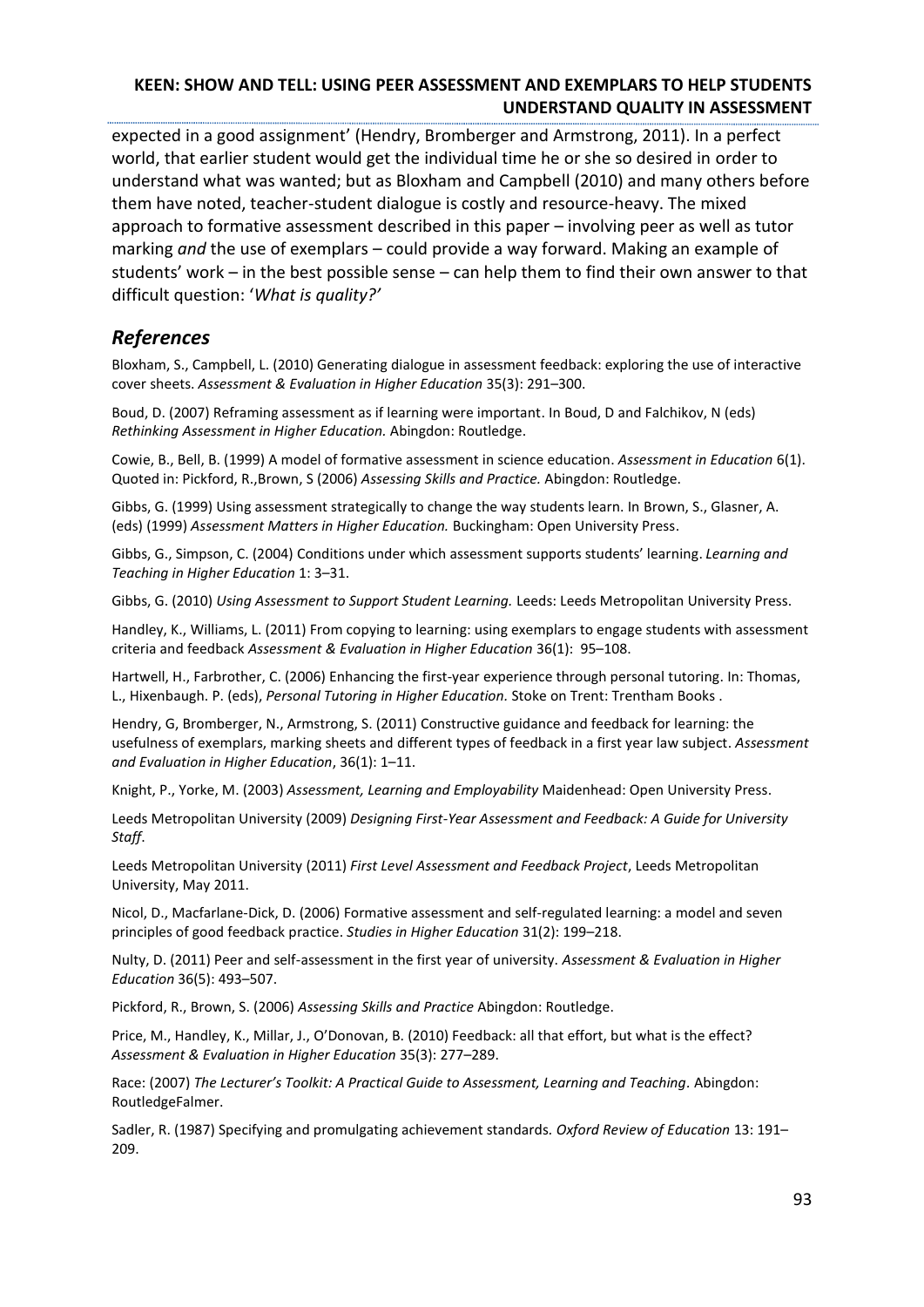expected in a good assignment' (Hendry, Bromberger and Armstrong, 2011). In a perfect world, that earlier student would get the individual time he or she so desired in order to understand what was wanted; but as Bloxham and Campbell (2010) and many others before them have noted, teacher-student dialogue is costly and resource-heavy. The mixed approach to formative assessment described in this paper – involving peer as well as tutor marking *and* the use of exemplars – could provide a way forward. Making an example of students' work – in the best possible sense – can help them to find their own answer to that difficult question: '*What is quality?'*

## *References*

Bloxham, S., Campbell, L. (2010) Generating dialogue in assessment feedback: exploring the use of interactive cover sheets. *Assessment & Evaluation in Higher Education* 35(3): 291–300.

Boud, D. (2007) Reframing assessment as if learning were important. In Boud, D and Falchikov, N (eds) *Rethinking Assessment in Higher Education.* Abingdon: Routledge.

Cowie, B., Bell, B. (1999) A model of formative assessment in science education. *Assessment in Education* 6(1). Quoted in: Pickford, R.,Brown, S (2006) *Assessing Skills and Practice.* Abingdon: Routledge.

Gibbs, G. (1999) Using assessment strategically to change the way students learn. In Brown, S., Glasner, A. (eds) (1999) *Assessment Matters in Higher Education.* Buckingham: Open University Press.

Gibbs, G., Simpson, C. (2004) Conditions under which assessment supports students' learning. *Learning and Teaching in Higher Education* 1: 3–31.

Gibbs, G. (2010) *Using Assessment to Support Student Learning.* Leeds: Leeds Metropolitan University Press.

Handley, K., Williams, L. (2011) From copying to learning: using exemplars to engage students with assessment criteria and feedback *Assessment & Evaluation in Higher Education* 36(1): 95–108.

Hartwell, H., Farbrother, C. (2006) Enhancing the first-year experience through personal tutoring. In: Thomas, L., Hixenbaugh. P. (eds), *Personal Tutoring in Higher Education.* Stoke on Trent: Trentham Books .

Hendry, G, Bromberger, N., Armstrong, S. (2011) Constructive guidance and feedback for learning: the usefulness of exemplars, marking sheets and different types of feedback in a first year law subject. *Assessment and Evaluation in Higher Education*, 36(1): 1–11.

Knight, P., Yorke, M. (2003) *Assessment, Learning and Employability* Maidenhead: Open University Press.

Leeds Metropolitan University (2009) *Designing First-Year Assessment and Feedback: A Guide for University Staff*.

Leeds Metropolitan University (2011) *First Level Assessment and Feedback Project*, Leeds Metropolitan University, May 2011.

Nicol, D., Macfarlane-Dick, D. (2006) Formative assessment and self-regulated learning: a model and seven principles of good feedback practice. *Studies in Higher Education* 31(2): 199–218.

Nulty, D. (2011) Peer and self-assessment in the first year of university. *Assessment & Evaluation in Higher Education* 36(5): 493–507.

Pickford, R., Brown, S. (2006) *Assessing Skills and Practice* Abingdon: Routledge.

Price, M., Handley, K., Millar, J., O'Donovan, B. (2010) Feedback: all that effort, but what is the effect? *Assessment & Evaluation in Higher Education* 35(3): 277–289.

Race: (2007) *The Lecturer's Toolkit: A Practical Guide to Assessment, Learning and Teaching*. Abingdon: RoutledgeFalmer.

Sadler, R. (1987) Specifying and promulgating achievement standards*. Oxford Review of Education* 13: 191–209.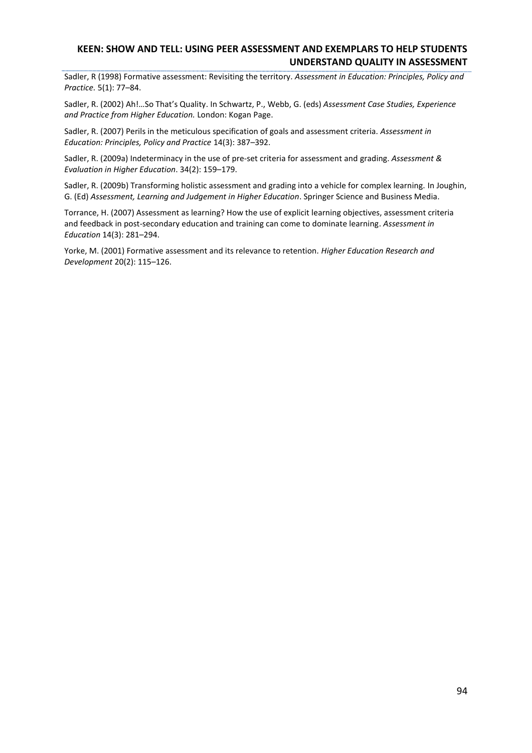Sadler, R (1998) Formative assessment: Revisiting the territory. *Assessment in Education: Principles, Policy and Practice.* 5(1): 77–84.

Sadler, R. (2002) Ah!…So That's Quality. In Schwartz, P., Webb, G. (eds) *Assessment Case Studies, Experience and Practice from Higher Education.* London: Kogan Page.

Sadler, R. (2007) Perils in the meticulous specification of goals and assessment criteria. *Assessment in Education: Principles, Policy and Practice* 14(3): 387–392.

Sadler, R. (2009a) Indeterminacy in the use of pre-set criteria for assessment and grading. *Assessment & Evaluation in Higher Education*. 34(2): 159–179.

Sadler, R. (2009b) Transforming holistic assessment and grading into a vehicle for complex learning. In Joughin, G. (Ed) *Assessment, Learning and Judgement in Higher Education*. Springer Science and Business Media.

Torrance, H. (2007) Assessment as learning? How the use of explicit learning objectives, assessment criteria and feedback in post-secondary education and training can come to dominate learning. *Assessment in Education* 14(3): 281–294.

Yorke, M. (2001) Formative assessment and its relevance to retention. *Higher Education Research and Development* 20(2): 115–126.